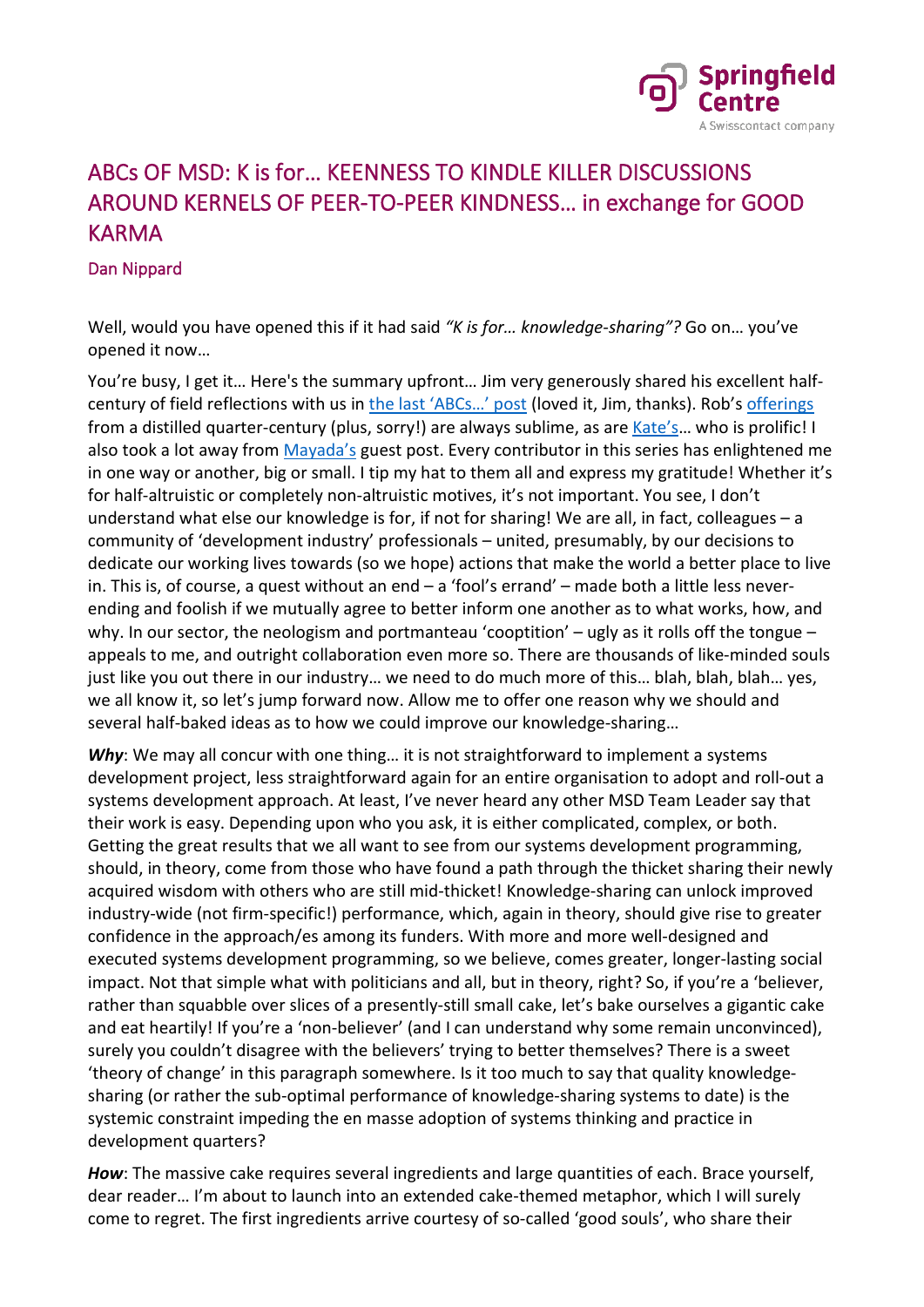# ABCs OF MSD: K is for… KEENNESS TO KINDLE KILLER DISCUSSIONS AROUND KERNELS OF PEER-TO-PEER KINDNESS… in exchange for GOOD KARMA

Dan Nippard

Well, would you have opened this if it had said *"K is for… knowledge-sharing"?* Go on… you've opened it now…

You're busy, I get it… Here's the summary upfront… Jim very generously shared his excellent half-century of field reflections with us in the last 'ABCs…' post (loved it, Jim, thanks). Rob's offerings from a distilled quarter-century (plus, sorry!) are always sublime, as are Kate's… who is prolific! I also took a lot away from Mayada's guest post. Every contributor in this series has enlightened me in one way or another, big or small. I tip my hat to them all and express my gratitude! Whether it's for half-altruistic or completely non-altruistic motives, it's not important. You see, I don't understand what else our knowledge is for, if not for sharing! We are all, in fact, colleagues – a community of 'development industry' professionals – united, presumably, by our decisions to dedicate our working lives towards (so we hope) actions that make the world a better place to live in. This is, of course, a quest without an end – a 'fool's errand' – made both a little less never-ending and foolish if we mutually agree to better inform one another as to what works, how, and why. In our sector, the neologism and portmanteau 'cooptition' – ugly as it rolls off the tongue – appeals to me, and outright collaboration even more so. There are thousands of like-minded souls just like you out there in our industry… we need to do much more of this… blah, blah, blah… yes, we all know it, so let's jump forward now. Allow me to offer one reason why we should and several half-baked ideas as to how we could improve our knowledge-sharing…

***Why***: We may all concur with one thing… it is not straightforward to implement a systems development project, less straightforward again for an entire organisation to adopt and roll-out a systems development approach. At least, I've never heard any other MSD Team Leader say that their work is easy. Depending upon who you ask, it is either complicated, complex, or both. Getting the great results that we all want to see from our systems development programming, should, in theory, come from those who have found a path through the thicket sharing their newly acquired wisdom with others who are still mid-thicket! Knowledge-sharing can unlock improved industry-wide (not firm-specific!) performance, which, again in theory, should give rise to greater confidence in the approach/es among its funders. With more and more well-designed and executed systems development programming, so we believe, comes greater, longer-lasting social impact. Not that simple what with politicians and all, but in theory, right? So, if you're a 'believer', rather than squabble over slices of a presently-still small cake, let's bake ourselves a gigantic cake and eat heartily! If you're a 'non-believer' (and I can understand why some remain unconvinced), surely you couldn't disagree with the believers' trying to better themselves? There is a sweet 'theory of change' in this paragraph somewhere. Is it too much to say that quality knowledge-sharing (or rather the sub-optimal performance of knowledge-sharing systems to date) is the systemic constraint impeding the en masse adoption of systems thinking and practice in development quarters?

***How***: The massive cake requires several ingredients and large quantities of each. Brace yourself, dear reader… I'm about to launch into an extended cake-themed metaphor, which I will surely come to regret. The first ingredients arrive courtesy of so-called 'good souls', who share their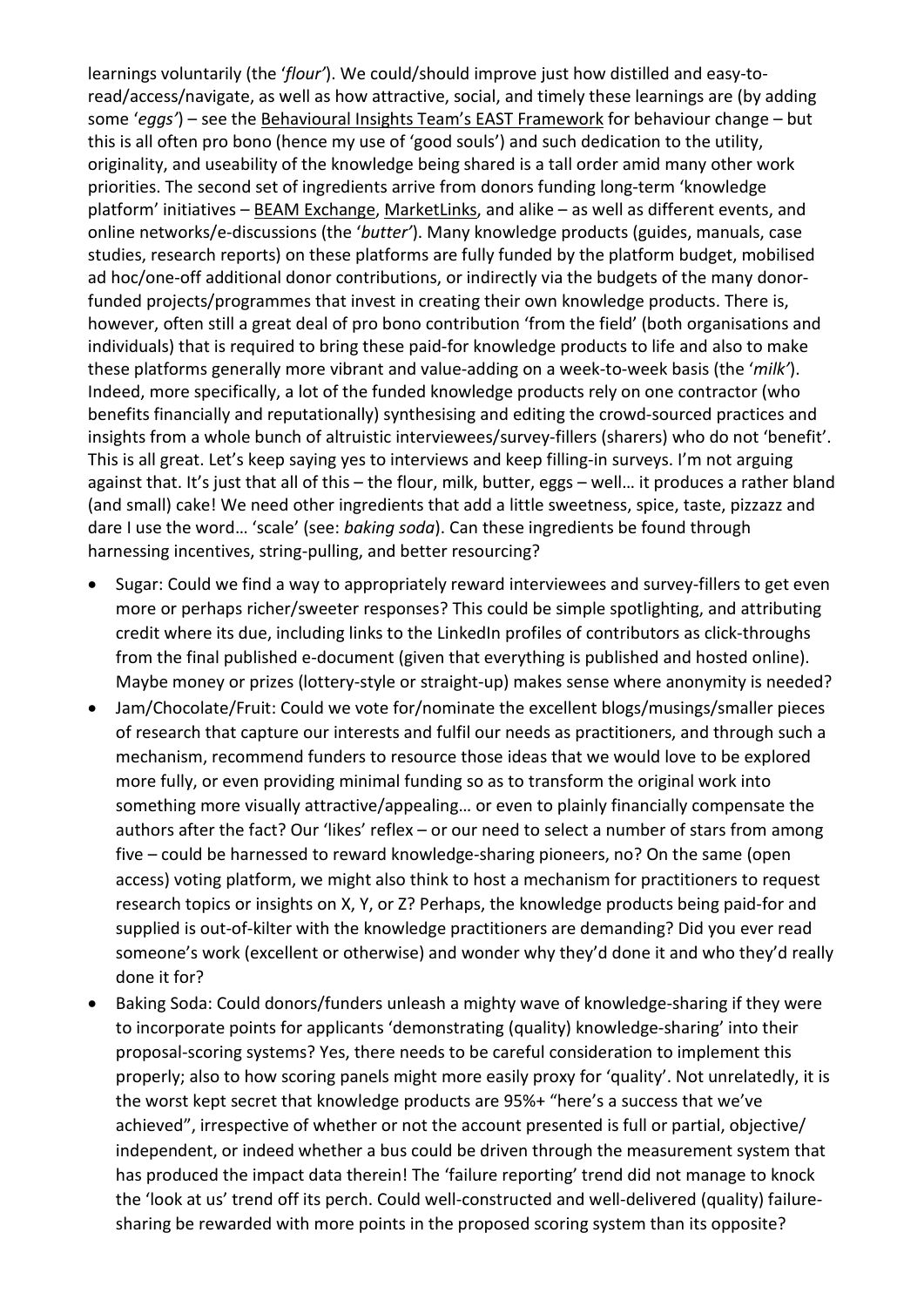learnings voluntarily (the '*flour*'). We could/should improve just how distilled and easy-to-read/access/navigate, as well as how attractive, social, and timely these learnings are (by adding some '*eggs*') – see the Behavioural Insights Team's EAST Framework for behaviour change – but this is all often pro bono (hence my use of 'good souls') and such dedication to the utility, originality, and useability of the knowledge being shared is a tall order amid many other work priorities. The second set of ingredients arrive from donors funding long-term 'knowledge platform' initiatives – BEAM Exchange, MarketLinks, and alike – as well as different events, and online networks/e-discussions (the '*butter*'). Many knowledge products (guides, manuals, case studies, research reports) on these platforms are fully funded by the platform budget, mobilised ad hoc/one-off additional donor contributions, or indirectly via the budgets of the many donor-funded projects/programmes that invest in creating their own knowledge products. There is, however, often still a great deal of pro bono contribution 'from the field' (both organisations and individuals) that is required to bring these paid-for knowledge products to life and also to make these platforms generally more vibrant and value-adding on a week-to-week basis (the '*milk*'). Indeed, more specifically, a lot of the funded knowledge products rely on one contractor (who benefits financially and reputationally) synthesising and editing the crowd-sourced practices and insights from a whole bunch of altruistic interviewees/survey-fillers (sharers) who do not 'benefit'. This is all great. Let's keep saying yes to interviews and keep filling-in surveys. I'm not arguing against that. It's just that all of this – the flour, milk, butter, eggs – well… it produces a rather bland (and small) cake! We need other ingredients that add a little sweetness, spice, taste, pizzazz and dare I use the word… 'scale' (see: *baking soda*). Can these ingredients be found through harnessing incentives, string-pulling, and better resourcing?

- Sugar: Could we find a way to appropriately reward interviewees and survey-fillers to get even more or perhaps richer/sweeter responses? This could be simple spotlighting, and attributing credit where its due, including links to the LinkedIn profiles of contributors as click-throughs from the final published e-document (given that everything is published and hosted online). Maybe money or prizes (lottery-style or straight-up) makes sense where anonymity is needed?
- Jam/Chocolate/Fruit: Could we vote for/nominate the excellent blogs/musings/smaller pieces of research that capture our interests and fulfil our needs as practitioners, and through such a mechanism, recommend funders to resource those ideas that we would love to be explored more fully, or even providing minimal funding so as to transform the original work into something more visually attractive/appealing… or even to plainly financially compensate the authors after the fact? Our 'likes' reflex – or our need to select a number of stars from among five – could be harnessed to reward knowledge-sharing pioneers, no? On the same (open access) voting platform, we might also think to host a mechanism for practitioners to request research topics or insights on X, Y, or Z? Perhaps, the knowledge products being paid-for and supplied is out-of-kilter with the knowledge practitioners are demanding? Did you ever read someone's work (excellent or otherwise) and wonder why they'd done it and who they'd really done it for?
- Baking Soda: Could donors/funders unleash a mighty wave of knowledge-sharing if they were to incorporate points for applicants 'demonstrating (quality) knowledge-sharing' into their proposal-scoring systems? Yes, there needs to be careful consideration to implement this properly; also to how scoring panels might more easily proxy for 'quality'. Not unrelatedly, it is the worst kept secret that knowledge products are 95%+ "here's a success that we've achieved", irrespective of whether or not the account presented is full or partial, objective/ independent, or indeed whether a bus could be driven through the measurement system that has produced the impact data therein! The 'failure reporting' trend did not manage to knock the 'look at us' trend off its perch. Could well-constructed and well-delivered (quality) failure-sharing be rewarded with more points in the proposed scoring system than its opposite?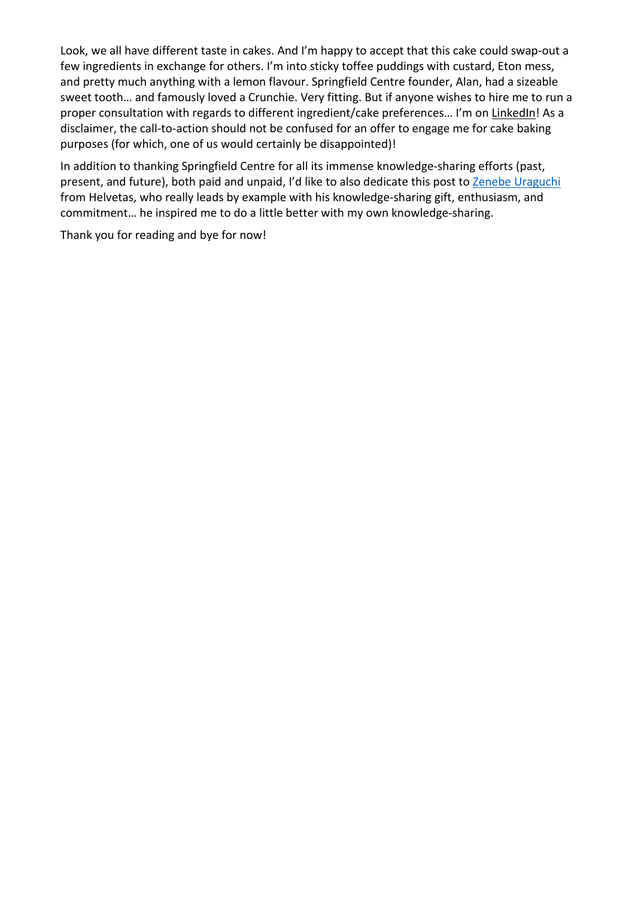Look, we all have different taste in cakes. And I'm happy to accept that this cake could swap-out a few ingredients in exchange for others. I'm into sticky toffee puddings with custard, Eton mess, and pretty much anything with a lemon flavour. Springfield Centre founder, Alan, had a sizeable sweet tooth… and famously loved a Crunchie. Very fitting. But if anyone wishes to hire me to run a proper consultation with regards to different ingredient/cake preferences… I'm on LinkedIn! As a disclaimer, the call-to-action should not be confused for an offer to engage me for cake baking purposes (for which, one of us would certainly be disappointed)!

In addition to thanking Springfield Centre for all its immense knowledge-sharing efforts (past, present, and future), both paid and unpaid, I'd like to also dedicate this post to Zenebe Uraguchi from Helvetas, who really leads by example with his knowledge-sharing gift, enthusiasm, and commitment… he inspired me to do a little better with my own knowledge-sharing.

Thank you for reading and bye for now!